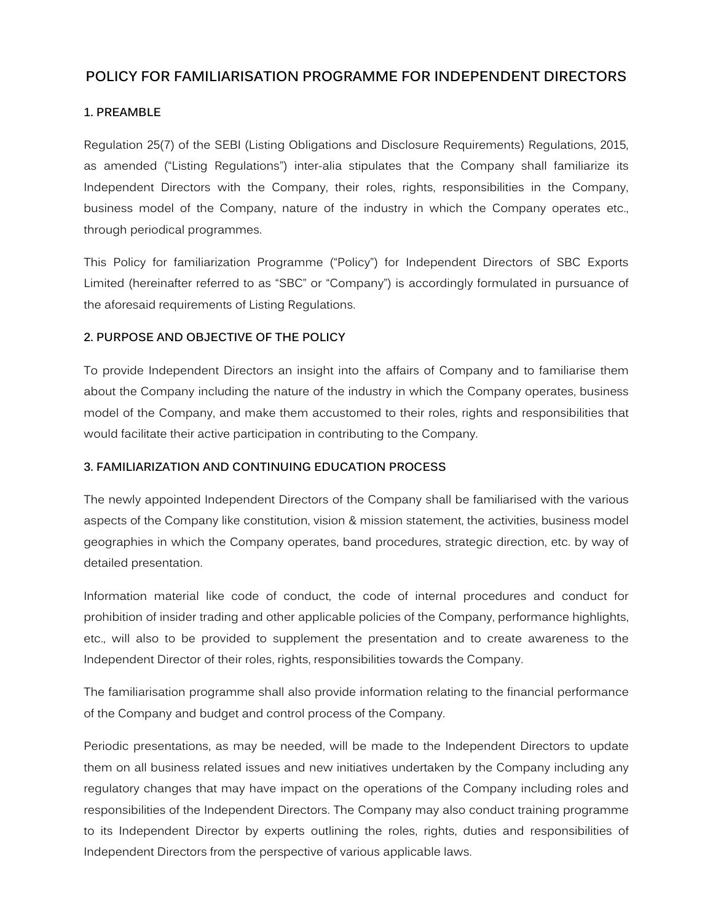# POLICY FOR FAMILIARISATION PROGRAMME FOR INDEPENDENT DIRECTORS

## 1. PREAMBLE

Regulation 25(7) of the SEBI (Listing Obligations and Disclosure Requirements) Regulations, 2015, as amended ("Listing Regulations") inter-alia stipulates that the Company shall familiarize its Independent Directors with the Company, their roles, rights, responsibilities in the Company, business model of the Company, nature of the industry in which the Company operates etc., through periodical programmes.

This Policy for familiarization Programme ("Policy") for Independent Directors of SBC Exports Limited (hereinafter referred to as "SBC" or "Company") is accordingly formulated in pursuance of the aforesaid requirements of Listing Regulations.

## 2. PURPOSE AND OBJECTIVE OF THE POLICY

To provide Independent Directors an insight into the affairs of Company and to familiarise them about the Company including the nature of the industry in which the Company operates, business model of the Company, and make them accustomed to their roles, rights and responsibilities that would facilitate their active participation in contributing to the Company.

## 3. FAMILIARIZATION AND CONTINUING EDUCATION PROCESS

The newly appointed Independent Directors of the Company shall be familiarised with the various aspects of the Company like constitution, vision & mission statement, the activities, business model geographies in which the Company operates, band procedures, strategic direction, etc. by way of detailed presentation.

Information material like code of conduct, the code of internal procedures and conduct for prohibition of insider trading and other applicable policies of the Company, performance highlights, etc., will also to be provided to supplement the presentation and to create awareness to the Independent Director of their roles, rights, responsibilities towards the Company.

The familiarisation programme shall also provide information relating to the financial performance of the Company and budget and control process of the Company.

Periodic presentations, as may be needed, will be made to the Independent Directors to update them on all business related issues and new initiatives undertaken by the Company including any regulatory changes that may have impact on the operations of the Company including roles and responsibilities of the Independent Directors. The Company may also conduct training programme to its Independent Director by experts outlining the roles, rights, duties and responsibilities of Independent Directors from the perspective of various applicable laws.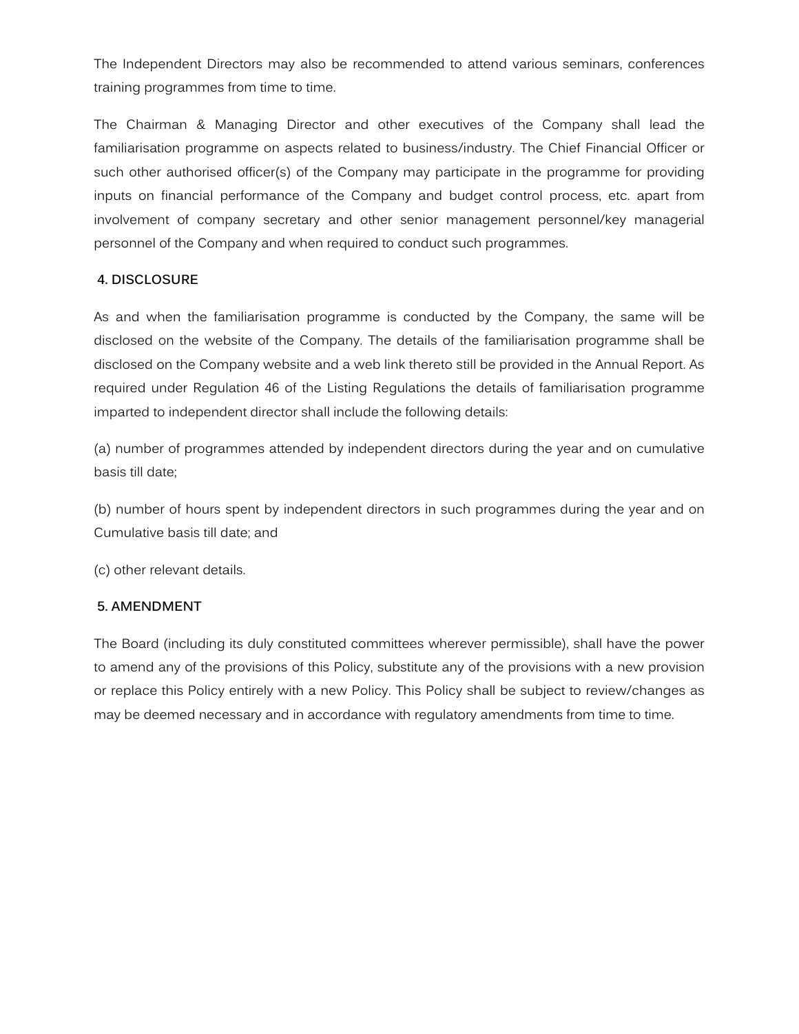The Independent Directors may also be recommended to attend various seminars, conferences training programmes from time to time.

The Chairman & Managing Director and other executives of the Company shall lead the familiarisation programme on aspects related to business/industry. The Chief Financial Officer or such other authorised officer(s) of the Company may participate in the programme for providing inputs on financial performance of the Company and budget control process, etc. apart from involvement of company secretary and other senior management personnel/key managerial personnel of the Company and when required to conduct such programmes.

## 4. DISCLOSURE

As and when the familiarisation programme is conducted by the Company, the same will be disclosed on the website of the Company. The details of the familiarisation programme shall be disclosed on the Company website and a web link thereto still be provided in the Annual Report. As required under Regulation 46 of the Listing Regulations the details of familiarisation programme imparted to independent director shall include the following details:

(a) number of programmes attended by independent directors during the year and on cumulative basis till date;

(b) number of hours spent by independent directors in such programmes during the year and on Cumulative basis till date; and

(c) other relevant details.

## 5. AMENDMENT

The Board (including its duly constituted committees wherever permissible), shall have the power to amend any of the provisions of this Policy, substitute any of the provisions with a new provision or replace this Policy entirely with a new Policy. This Policy shall be subject to review/changes as may be deemed necessary and in accordance with regulatory amendments from time to time.